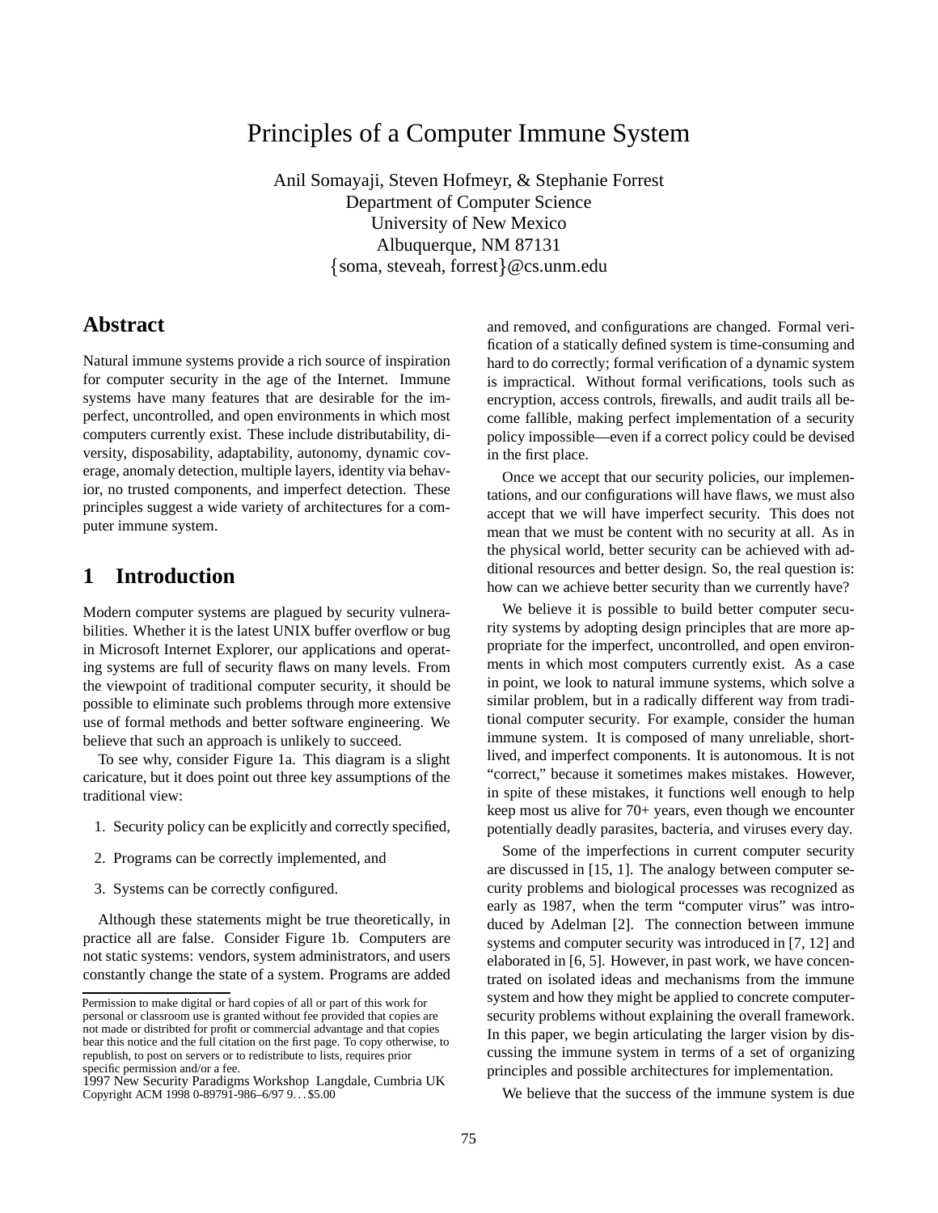# Principles of a Computer Immune System

Anil Somayaji, Steven Hofmeyr, & Stephanie Forrest
Department of Computer Science
University of New Mexico
Albuquerque, NM 87131
{soma, steveah, forrest}@cs.unm.edu

## Abstract

Natural immune systems provide a rich source of inspiration for computer security in the age of the Internet. Immune systems have many features that are desirable for the imperfect, uncontrolled, and open environments in which most computers currently exist. These include distributability, diversity, disposability, adaptability, autonomy, dynamic coverage, anomaly detection, multiple layers, identity via behavior, no trusted components, and imperfect detection. These principles suggest a wide variety of architectures for a computer immune system.

## 1 Introduction

Modern computer systems are plagued by security vulnerabilities. Whether it is the latest UNIX buffer overflow or bug in Microsoft Internet Explorer, our applications and operating systems are full of security flaws on many levels. From the viewpoint of traditional computer security, it should be possible to eliminate such problems through more extensive use of formal methods and better software engineering. We believe that such an approach is unlikely to succeed.

To see why, consider Figure 1a. This diagram is a slight caricature, but it does point out three key assumptions of the traditional view:

1. Security policy can be explicitly and correctly specified,
2. Programs can be correctly implemented, and
3. Systems can be correctly configured.

Although these statements might be true theoretically, in practice all are false. Consider Figure 1b. Computers are not static systems: vendors, system administrators, and users constantly change the state of a system. Programs are added and removed, and configurations are changed. Formal verification of a statically defined system is time-consuming and hard to do correctly; formal verification of a dynamic system is impractical. Without formal verifications, tools such as encryption, access controls, firewalls, and audit trails all become fallible, making perfect implementation of a security policy impossible—even if a correct policy could be devised in the first place.

Once we accept that our security policies, our implementations, and our configurations will have flaws, we must also accept that we will have imperfect security. This does not mean that we must be content with no security at all. As in the physical world, better security can be achieved with additional resources and better design. So, the real question is: how can we achieve better security than we currently have?

We believe it is possible to build better computer security systems by adopting design principles that are more appropriate for the imperfect, uncontrolled, and open environments in which most computers currently exist. As a case in point, we look to natural immune systems, which solve a similar problem, but in a radically different way from traditional computer security. For example, consider the human immune system. It is composed of many unreliable, short-lived, and imperfect components. It is autonomous. It is not "correct," because it sometimes makes mistakes. However, in spite of these mistakes, it functions well enough to help keep most us alive for 70+ years, even though we encounter potentially deadly parasites, bacteria, and viruses every day.

Some of the imperfections in current computer security are discussed in [15, 1]. The analogy between computer security problems and biological processes was recognized as early as 1987, when the term "computer virus" was introduced by Adelman [2]. The connection between immune systems and computer security was introduced in [7, 12] and elaborated in [6, 5]. However, in past work, we have concentrated on isolated ideas and mechanisms from the immune system and how they might be applied to concrete computer-security problems without explaining the overall framework. In this paper, we begin articulating the larger vision by discussing the immune system in terms of a set of organizing principles and possible architectures for implementation.

We believe that the success of the immune system is due

Permission to make digital or hard copies of all or part of this work for personal or classroom use is granted without fee provided that copies are not made or distribted for profit or commercial advantage and that copies bear this notice and the full citation on the first page. To copy otherwise, to republish, to post on servers or to redistribute to lists, requires prior specific permission and/or a fee.
1997 New Security Paradigms Workshop Langdale, Cumbria UK
Copyright ACM 1998 0-89791-986–6/97 9…$5.00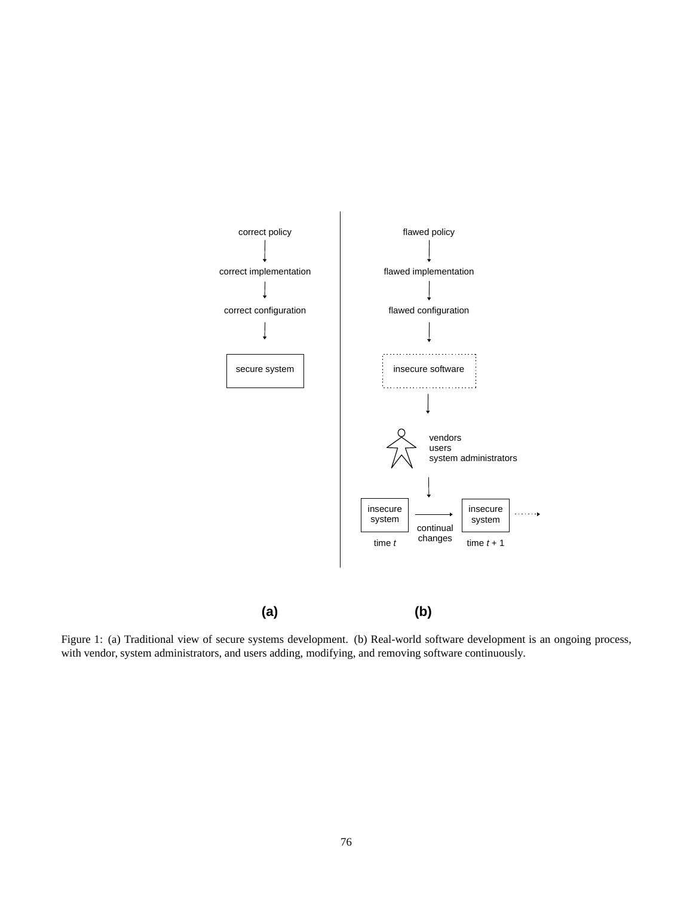Figure 1: (a) Traditional view of secure systems development. (b) Real-world software development is an ongoing process, with vendor, system administrators, and users adding, modifying, and removing software continuously.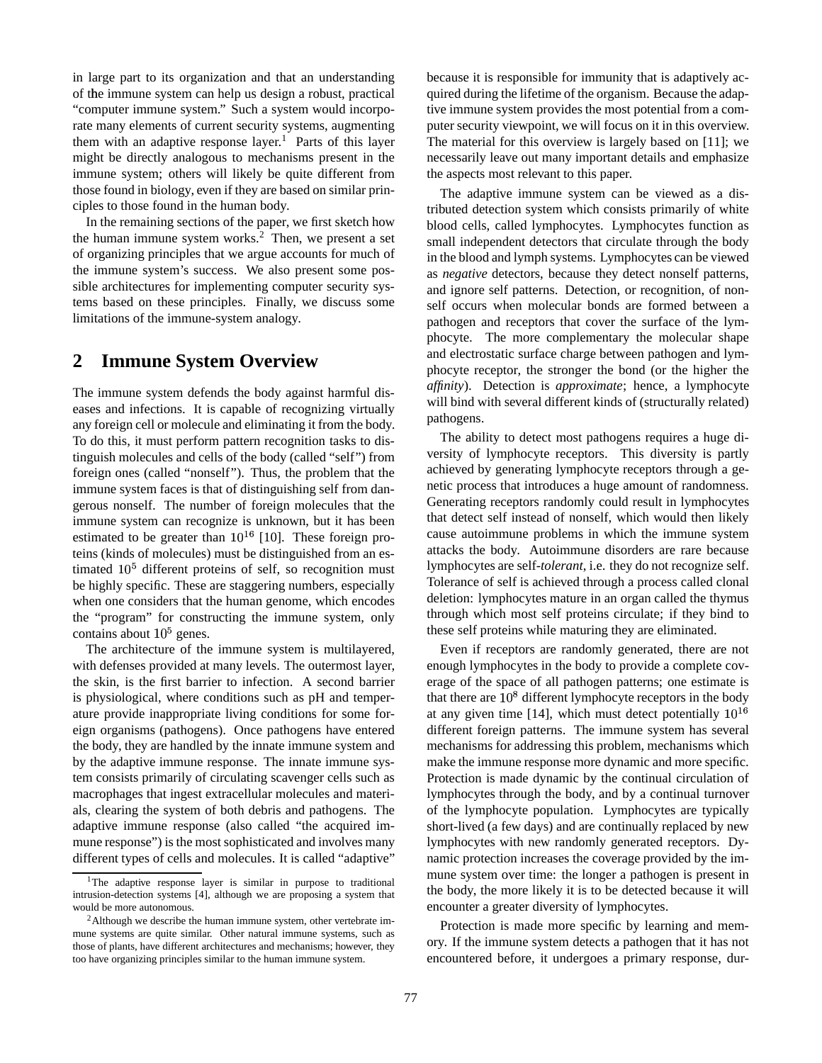in large part to its organization and that an understanding of the immune system can help us design a robust, practical "computer immune system." Such a system would incorporate many elements of current security systems, augmenting them with an adaptive response layer.[1] Parts of this layer might be directly analogous to mechanisms present in the immune system; others will likely be quite different from those found in biology, even if they are based on similar principles to those found in the human body.

In the remaining sections of the paper, we first sketch how the human immune system works.[2] Then, we present a set of organizing principles that we argue accounts for much of the immune system's success. We also present some possible architectures for implementing computer security systems based on these principles. Finally, we discuss some limitations of the immune-system analogy.

## 2 Immune System Overview

The immune system defends the body against harmful diseases and infections. It is capable of recognizing virtually any foreign cell or molecule and eliminating it from the body. To do this, it must perform pattern recognition tasks to distinguish molecules and cells of the body (called "self") from foreign ones (called "nonself"). Thus, the problem that the immune system faces is that of distinguishing self from dangerous nonself. The number of foreign molecules that the immune system can recognize is unknown, but it has been estimated to be greater than $10^{16}$ [10]. These foreign proteins (kinds of molecules) must be distinguished from an estimated $10^5$ different proteins of self, so recognition must be highly specific. These are staggering numbers, especially when one considers that the human genome, which encodes the "program" for constructing the immune system, only contains about $10^5$ genes.

The architecture of the immune system is multilayered, with defenses provided at many levels. The outermost layer, the skin, is the first barrier to infection. A second barrier is physiological, where conditions such as pH and temperature provide inappropriate living conditions for some foreign organisms (pathogens). Once pathogens have entered the body, they are handled by the innate immune system and by the adaptive immune response. The innate immune system consists primarily of circulating scavenger cells such as macrophages that ingest extracellular molecules and materials, clearing the system of both debris and pathogens. The adaptive immune response (also called "the acquired immune response") is the most sophisticated and involves many different types of cells and molecules. It is called "adaptive" because it is responsible for immunity that is adaptively acquired during the lifetime of the organism. Because the adaptive immune system provides the most potential from a computer security viewpoint, we will focus on it in this overview. The material for this overview is largely based on [11]; we necessarily leave out many important details and emphasize the aspects most relevant to this paper.

The adaptive immune system can be viewed as a distributed detection system which consists primarily of white blood cells, called lymphocytes. Lymphocytes function as small independent detectors that circulate through the body in the blood and lymph systems. Lymphocytes can be viewed as *negative* detectors, because they detect nonself patterns, and ignore self patterns. Detection, or recognition, of nonself occurs when molecular bonds are formed between a pathogen and receptors that cover the surface of the lymphocyte. The more complementary the molecular shape and electrostatic surface charge between pathogen and lymphocyte receptor, the stronger the bond (or the higher the *affinity*). Detection is *approximate*; hence, a lymphocyte will bind with several different kinds of (structurally related) pathogens.

The ability to detect most pathogens requires a huge diversity of lymphocyte receptors. This diversity is partly achieved by generating lymphocyte receptors through a genetic process that introduces a huge amount of randomness. Generating receptors randomly could result in lymphocytes that detect self instead of nonself, which would then likely cause autoimmune problems in which the immune system attacks the body. Autoimmune disorders are rare because lymphocytes are self-*tolerant*, i.e. they do not recognize self. Tolerance of self is achieved through a process called clonal deletion: lymphocytes mature in an organ called the thymus through which most self proteins circulate; if they bind to these self proteins while maturing they are eliminated.

Even if receptors are randomly generated, there are not enough lymphocytes in the body to provide a complete coverage of the space of all pathogen patterns; one estimate is that there are $10^8$ different lymphocyte receptors in the body at any given time [14], which must detect potentially $10^{16}$ different foreign patterns. The immune system has several mechanisms for addressing this problem, mechanisms which make the immune response more dynamic and more specific. Protection is made dynamic by the continual circulation of lymphocytes through the body, and by a continual turnover of the lymphocyte population. Lymphocytes are typically short-lived (a few days) and are continually replaced by new lymphocytes with new randomly generated receptors. Dynamic protection increases the coverage provided by the immune system over time: the longer a pathogen is present in the body, the more likely it is to be detected because it will encounter a greater diversity of lymphocytes.

Protection is made more specific by learning and memory. If the immune system detects a pathogen that it has not encountered before, it undergoes a primary response, dur-

[1] The adaptive response layer is similar in purpose to traditional intrusion-detection systems [4], although we are proposing a system that would be more autonomous.

[2] Although we describe the human immune system, other vertebrate immune systems are quite similar. Other natural immune systems, such as those of plants, have different architectures and mechanisms; however, they too have organizing principles similar to the human immune system.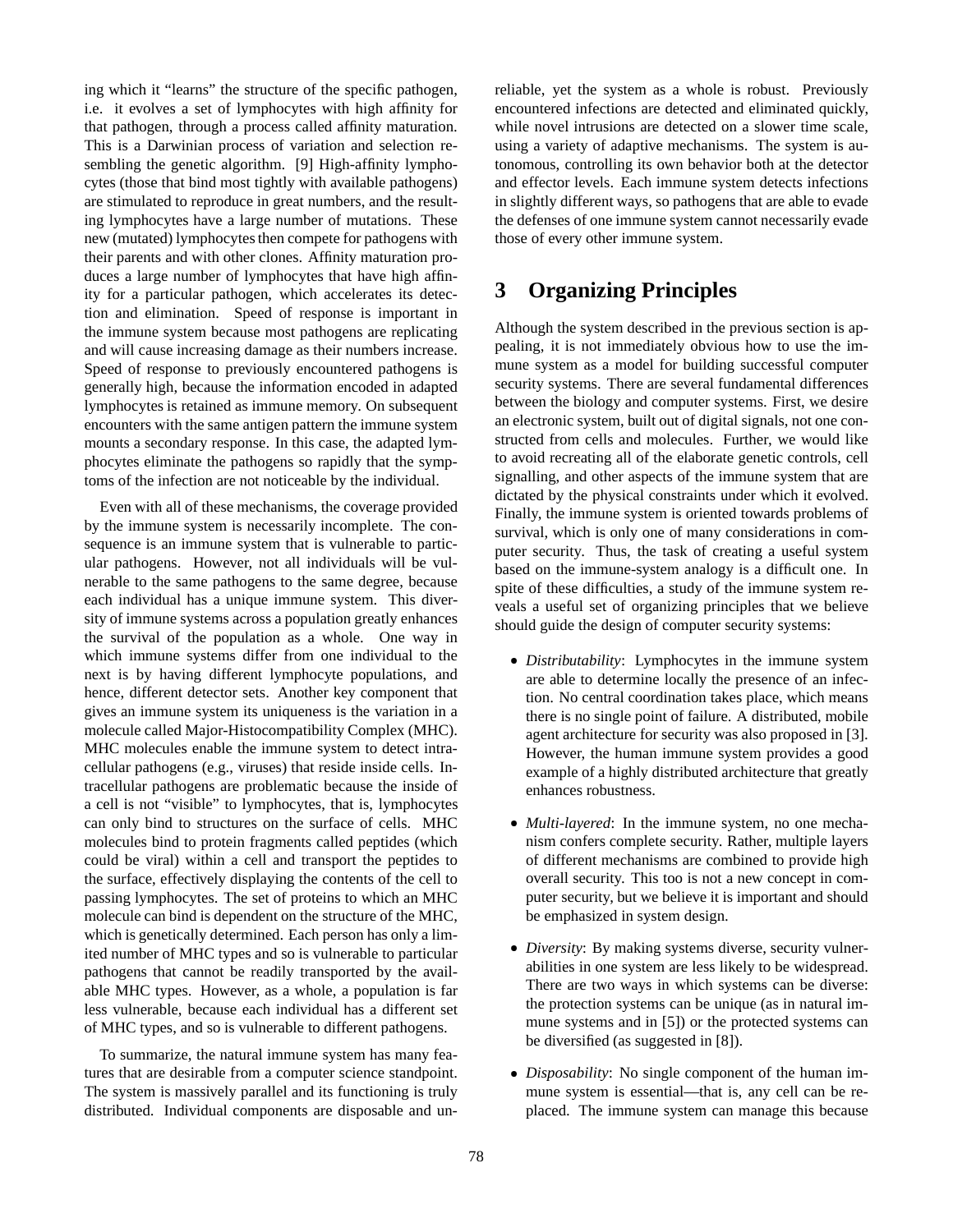ing which it "learns" the structure of the specific pathogen, i.e. it evolves a set of lymphocytes with high affinity for that pathogen, through a process called affinity maturation. This is a Darwinian process of variation and selection resembling the genetic algorithm. [9] High-affinity lymphocytes (those that bind most tightly with available pathogens) are stimulated to reproduce in great numbers, and the resulting lymphocytes have a large number of mutations. These new (mutated) lymphocytes then compete for pathogens with their parents and with other clones. Affinity maturation produces a large number of lymphocytes that have high affinity for a particular pathogen, which accelerates its detection and elimination. Speed of response is important in the immune system because most pathogens are replicating and will cause increasing damage as their numbers increase. Speed of response to previously encountered pathogens is generally high, because the information encoded in adapted lymphocytes is retained as immune memory. On subsequent encounters with the same antigen pattern the immune system mounts a secondary response. In this case, the adapted lymphocytes eliminate the pathogens so rapidly that the symptoms of the infection are not noticeable by the individual.

Even with all of these mechanisms, the coverage provided by the immune system is necessarily incomplete. The consequence is an immune system that is vulnerable to particular pathogens. However, not all individuals will be vulnerable to the same pathogens to the same degree, because each individual has a unique immune system. This diversity of immune systems across a population greatly enhances the survival of the population as a whole. One way in which immune systems differ from one individual to the next is by having different lymphocyte populations, and hence, different detector sets. Another key component that gives an immune system its uniqueness is the variation in a molecule called Major-Histocompatibility Complex (MHC). MHC molecules enable the immune system to detect intracellular pathogens (e.g., viruses) that reside inside cells. Intracellular pathogens are problematic because the inside of a cell is not "visible" to lymphocytes, that is, lymphocytes can only bind to structures on the surface of cells. MHC molecules bind to protein fragments called peptides (which could be viral) within a cell and transport the peptides to the surface, effectively displaying the contents of the cell to passing lymphocytes. The set of proteins to which an MHC molecule can bind is dependent on the structure of the MHC, which is genetically determined. Each person has only a limited number of MHC types and so is vulnerable to particular pathogens that cannot be readily transported by the available MHC types. However, as a whole, a population is far less vulnerable, because each individual has a different set of MHC types, and so is vulnerable to different pathogens.

To summarize, the natural immune system has many features that are desirable from a computer science standpoint. The system is massively parallel and its functioning is truly distributed. Individual components are disposable and unreliable, yet the system as a whole is robust. Previously encountered infections are detected and eliminated quickly, while novel intrusions are detected on a slower time scale, using a variety of adaptive mechanisms. The system is autonomous, controlling its own behavior both at the detector and effector levels. Each immune system detects infections in slightly different ways, so pathogens that are able to evade the defenses of one immune system cannot necessarily evade those of every other immune system.

# 3 Organizing Principles

Although the system described in the previous section is appealing, it is not immediately obvious how to use the immune system as a model for building successful computer security systems. There are several fundamental differences between the biology and computer systems. First, we desire an electronic system, built out of digital signals, not one constructed from cells and molecules. Further, we would like to avoid recreating all of the elaborate genetic controls, cell signalling, and other aspects of the immune system that are dictated by the physical constraints under which it evolved. Finally, the immune system is oriented towards problems of survival, which is only one of many considerations in computer security. Thus, the task of creating a useful system based on the immune-system analogy is a difficult one. In spite of these difficulties, a study of the immune system reveals a useful set of organizing principles that we believe should guide the design of computer security systems:

- *Distributability*: Lymphocytes in the immune system are able to determine locally the presence of an infection. No central coordination takes place, which means there is no single point of failure. A distributed, mobile agent architecture for security was also proposed in [3]. However, the human immune system provides a good example of a highly distributed architecture that greatly enhances robustness.

- *Multi-layered*: In the immune system, no one mechanism confers complete security. Rather, multiple layers of different mechanisms are combined to provide high overall security. This too is not a new concept in computer security, but we believe it is important and should be emphasized in system design.

- *Diversity*: By making systems diverse, security vulnerabilities in one system are less likely to be widespread. There are two ways in which systems can be diverse: the protection systems can be unique (as in natural immune systems and in [5]) or the protected systems can be diversified (as suggested in [8]).

- *Disposability*: No single component of the human immune system is essential—that is, any cell can be replaced. The immune system can manage this because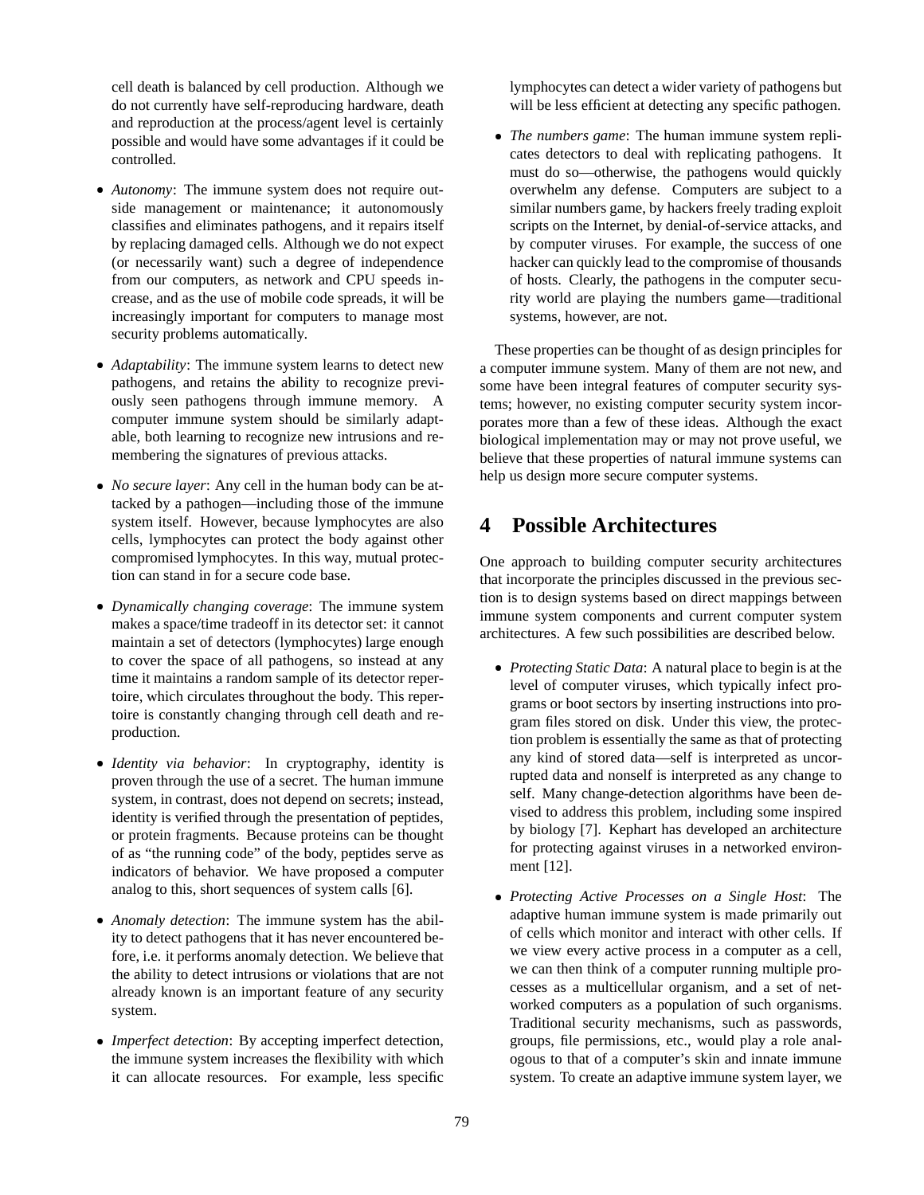cell death is balanced by cell production. Although we do not currently have self-reproducing hardware, death and reproduction at the process/agent level is certainly possible and would have some advantages if it could be controlled.

- *Autonomy*: The immune system does not require outside management or maintenance; it autonomously classifies and eliminates pathogens, and it repairs itself by replacing damaged cells. Although we do not expect (or necessarily want) such a degree of independence from our computers, as network and CPU speeds increase, and as the use of mobile code spreads, it will be increasingly important for computers to manage most security problems automatically.
- *Adaptability*: The immune system learns to detect new pathogens, and retains the ability to recognize previously seen pathogens through immune memory. A computer immune system should be similarly adaptable, both learning to recognize new intrusions and remembering the signatures of previous attacks.
- *No secure layer*: Any cell in the human body can be attacked by a pathogen—including those of the immune system itself. However, because lymphocytes are also cells, lymphocytes can protect the body against other compromised lymphocytes. In this way, mutual protection can stand in for a secure code base.
- *Dynamically changing coverage*: The immune system makes a space/time tradeoff in its detector set: it cannot maintain a set of detectors (lymphocytes) large enough to cover the space of all pathogens, so instead at any time it maintains a random sample of its detector repertoire, which circulates throughout the body. This repertoire is constantly changing through cell death and reproduction.
- *Identity via behavior*: In cryptography, identity is proven through the use of a secret. The human immune system, in contrast, does not depend on secrets; instead, identity is verified through the presentation of peptides, or protein fragments. Because proteins can be thought of as "the running code" of the body, peptides serve as indicators of behavior. We have proposed a computer analog to this, short sequences of system calls [6].
- *Anomaly detection*: The immune system has the ability to detect pathogens that it has never encountered before, i.e. it performs anomaly detection. We believe that the ability to detect intrusions or violations that are not already known is an important feature of any security system.
- *Imperfect detection*: By accepting imperfect detection, the immune system increases the flexibility with which it can allocate resources. For example, less specific lymphocytes can detect a wider variety of pathogens but will be less efficient at detecting any specific pathogen.
- *The numbers game*: The human immune system replicates detectors to deal with replicating pathogens. It must do so—otherwise, the pathogens would quickly overwhelm any defense. Computers are subject to a similar numbers game, by hackers freely trading exploit scripts on the Internet, by denial-of-service attacks, and by computer viruses. For example, the success of one hacker can quickly lead to the compromise of thousands of hosts. Clearly, the pathogens in the computer security world are playing the numbers game—traditional systems, however, are not.

These properties can be thought of as design principles for a computer immune system. Many of them are not new, and some have been integral features of computer security systems; however, no existing computer security system incorporates more than a few of these ideas. Although the exact biological implementation may or may not prove useful, we believe that these properties of natural immune systems can help us design more secure computer systems.

## 4 Possible Architectures

One approach to building computer security architectures that incorporate the principles discussed in the previous section is to design systems based on direct mappings between immune system components and current computer system architectures. A few such possibilities are described below.

- *Protecting Static Data*: A natural place to begin is at the level of computer viruses, which typically infect programs or boot sectors by inserting instructions into program files stored on disk. Under this view, the protection problem is essentially the same as that of protecting any kind of stored data—self is interpreted as uncorrupted data and nonself is interpreted as any change to self. Many change-detection algorithms have been devised to address this problem, including some inspired by biology [7]. Kephart has developed an architecture for protecting against viruses in a networked environment [12].
- *Protecting Active Processes on a Single Host*: The adaptive human immune system is made primarily out of cells which monitor and interact with other cells. If we view every active process in a computer as a cell, we can then think of a computer running multiple processes as a multicellular organism, and a set of networked computers as a population of such organisms. Traditional security mechanisms, such as passwords, groups, file permissions, etc., would play a role analogous to that of a computer's skin and innate immune system. To create an adaptive immune system layer, we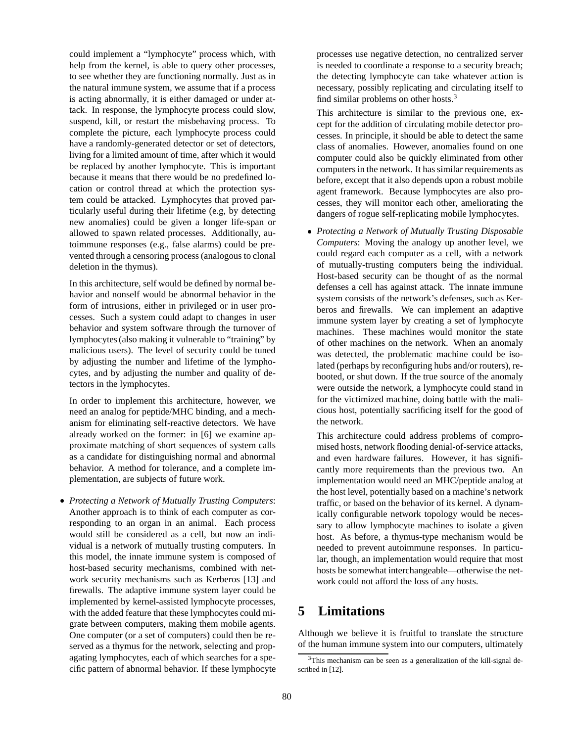could implement a "lymphocyte" process which, with help from the kernel, is able to query other processes, to see whether they are functioning normally. Just as in the natural immune system, we assume that if a process is acting abnormally, it is either damaged or under attack. In response, the lymphocyte process could slow, suspend, kill, or restart the misbehaving process. To complete the picture, each lymphocyte process could have a randomly-generated detector or set of detectors, living for a limited amount of time, after which it would be replaced by another lymphocyte. This is important because it means that there would be no predefined location or control thread at which the protection system could be attacked. Lymphocytes that proved particularly useful during their lifetime (e.g, by detecting new anomalies) could be given a longer life-span or allowed to spawn related processes. Additionally, autoimmune responses (e.g., false alarms) could be prevented through a censoring process (analogous to clonal deletion in the thymus).

In this architecture, self would be defined by normal behavior and nonself would be abnormal behavior in the form of intrusions, either in privileged or in user processes. Such a system could adapt to changes in user behavior and system software through the turnover of lymphocytes (also making it vulnerable to "training" by malicious users). The level of security could be tuned by adjusting the number and lifetime of the lymphocytes, and by adjusting the number and quality of detectors in the lymphocytes.

In order to implement this architecture, however, we need an analog for peptide/MHC binding, and a mechanism for eliminating self-reactive detectors. We have already worked on the former: in [6] we examine approximate matching of short sequences of system calls as a candidate for distinguishing normal and abnormal behavior. A method for tolerance, and a complete implementation, are subjects of future work.

- *Protecting a Network of Mutually Trusting Computers*: Another approach is to think of each computer as corresponding to an organ in an animal. Each process would still be considered as a cell, but now an individual is a network of mutually trusting computers. In this model, the innate immune system is composed of host-based security mechanisms, combined with network security mechanisms such as Kerberos [13] and firewalls. The adaptive immune system layer could be implemented by kernel-assisted lymphocyte processes, with the added feature that these lymphocytes could migrate between computers, making them mobile agents. One computer (or a set of computers) could then be reserved as a thymus for the network, selecting and propagating lymphocytes, each of which searches for a specific pattern of abnormal behavior. If these lymphocyte processes use negative detection, no centralized server is needed to coordinate a response to a security breach; the detecting lymphocyte can take whatever action is necessary, possibly replicating and circulating itself to find similar problems on other hosts.[3]

  This architecture is similar to the previous one, except for the addition of circulating mobile detector processes. In principle, it should be able to detect the same class of anomalies. However, anomalies found on one computer could also be quickly eliminated from other computers in the network. It has similar requirements as before, except that it also depends upon a robust mobile agent framework. Because lymphocytes are also processes, they will monitor each other, ameliorating the dangers of rogue self-replicating mobile lymphocytes.

- *Protecting a Network of Mutually Trusting Disposable Computers*: Moving the analogy up another level, we could regard each computer as a cell, with a network of mutually-trusting computers being the individual. Host-based security can be thought of as the normal defenses a cell has against attack. The innate immune system consists of the network's defenses, such as Kerberos and firewalls. We can implement an adaptive immune system layer by creating a set of lymphocyte machines. These machines would monitor the state of other machines on the network. When an anomaly was detected, the problematic machine could be isolated (perhaps by reconfiguring hubs and/or routers), rebooted, or shut down. If the true source of the anomaly were outside the network, a lymphocyte could stand in for the victimized machine, doing battle with the malicious host, potentially sacrificing itself for the good of the network.

  This architecture could address problems of compromised hosts, network flooding denial-of-service attacks, and even hardware failures. However, it has significantly more requirements than the previous two. An implementation would need an MHC/peptide analog at the host level, potentially based on a machine's network traffic, or based on the behavior of its kernel. A dynamically configurable network topology would be necessary to allow lymphocyte machines to isolate a given host. As before, a thymus-type mechanism would be needed to prevent autoimmune responses. In particular, though, an implementation would require that most hosts be somewhat interchangeable—otherwise the network could not afford the loss of any hosts.

# 5 Limitations

Although we believe it is fruitful to translate the structure of the human immune system into our computers, ultimately

[3] This mechanism can be seen as a generalization of the kill-signal described in [12].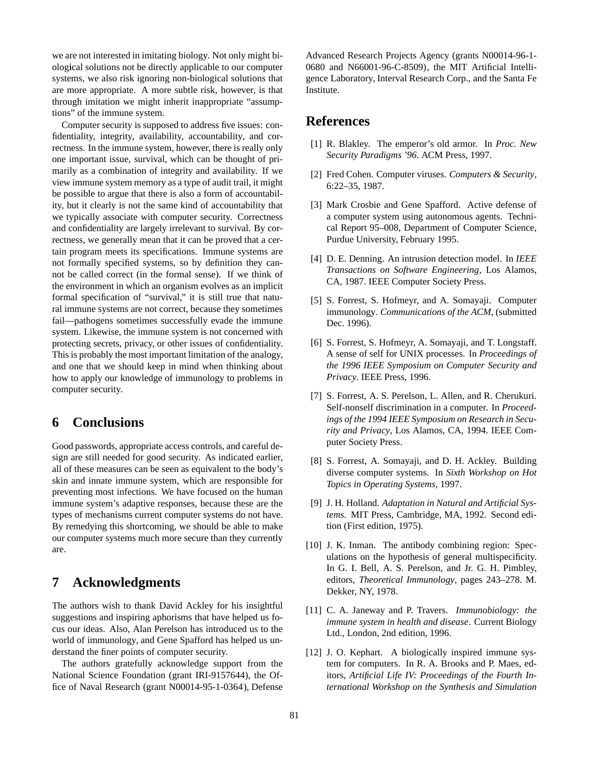we are not interested in imitating biology. Not only might biological solutions not be directly applicable to our computer systems, we also risk ignoring non-biological solutions that are more appropriate. A more subtle risk, however, is that through imitation we might inherit inappropriate "assumptions" of the immune system.

Computer security is supposed to address five issues: confidentiality, integrity, availability, accountability, and correctness. In the immune system, however, there is really only one important issue, survival, which can be thought of primarily as a combination of integrity and availability. If we view immune system memory as a type of audit trail, it might be possible to argue that there is also a form of accountability, but it clearly is not the same kind of accountability that we typically associate with computer security. Correctness and confidentiality are largely irrelevant to survival. By correctness, we generally mean that it can be proved that a certain program meets its specifications. Immune systems are not formally specified systems, so by definition they cannot be called correct (in the formal sense). If we think of the environment in which an organism evolves as an implicit formal specification of "survival," it is still true that natural immune systems are not correct, because they sometimes fail—pathogens sometimes successfully evade the immune system. Likewise, the immune system is not concerned with protecting secrets, privacy, or other issues of confidentiality. This is probably the most important limitation of the analogy, and one that we should keep in mind when thinking about how to apply our knowledge of immunology to problems in computer security.

# 6 Conclusions

Good passwords, appropriate access controls, and careful design are still needed for good security. As indicated earlier, all of these measures can be seen as equivalent to the body's skin and innate immune system, which are responsible for preventing most infections. We have focused on the human immune system's adaptive responses, because these are the types of mechanisms current computer systems do not have. By remedying this shortcoming, we should be able to make our computer systems much more secure than they currently are.

# 7 Acknowledgments

The authors wish to thank David Ackley for his insightful suggestions and inspiring aphorisms that have helped us focus our ideas. Also, Alan Perelson has introduced us to the world of immunology, and Gene Spafford has helped us understand the finer points of computer security.

The authors gratefully acknowledge support from the National Science Foundation (grant IRI-9157644), the Office of Naval Research (grant N00014-95-1-0364), Defense Advanced Research Projects Agency (grants N00014-96-1-0680 and N66001-96-C-8509), the MIT Artificial Intelligence Laboratory, Interval Research Corp., and the Santa Fe Institute.

# References

[1] R. Blakley. The emperor's old armor. In *Proc. New Security Paradigms '96*. ACM Press, 1997.

[2] Fred Cohen. Computer viruses. *Computers & Security*, 6:22–35, 1987.

[3] Mark Crosbie and Gene Spafford. Active defense of a computer system using autonomous agents. Technical Report 95–008, Department of Computer Science, Purdue University, February 1995.

[4] D. E. Denning. An intrusion detection model. In *IEEE Transactions on Software Engineering*, Los Alamos, CA, 1987. IEEE Computer Society Press.

[5] S. Forrest, S. Hofmeyr, and A. Somayaji. Computer immunology. *Communications of the ACM*, (submitted Dec. 1996).

[6] S. Forrest, S. Hofmeyr, A. Somayaji, and T. Longstaff. A sense of self for UNIX processes. In *Proceedings of the 1996 IEEE Symposium on Computer Security and Privacy*. IEEE Press, 1996.

[7] S. Forrest, A. S. Perelson, L. Allen, and R. Cherukuri. Self-nonself discrimination in a computer. In *Proceedings of the 1994 IEEE Symposium on Research in Security and Privacy*, Los Alamos, CA, 1994. IEEE Computer Society Press.

[8] S. Forrest, A. Somayaji, and D. H. Ackley. Building diverse computer systems. In *Sixth Workshop on Hot Topics in Operating Systems*, 1997.

[9] J. H. Holland. *Adaptation in Natural and Artificial Systems*. MIT Press, Cambridge, MA, 1992. Second edition (First edition, 1975).

[10] J. K. Inman. The antibody combining region: Speculations on the hypothesis of general multispecificity. In G. I. Bell, A. S. Perelson, and Jr. G. H. Pimbley, editors, *Theoretical Immunology*, pages 243–278. M. Dekker, NY, 1978.

[11] C. A. Janeway and P. Travers. *Immunobiology: the immune system in health and disease*. Current Biology Ltd., London, 2nd edition, 1996.

[12] J. O. Kephart. A biologically inspired immune system for computers. In R. A. Brooks and P. Maes, editors, *Artificial Life IV: Proceedings of the Fourth International Workshop on the Synthesis and Simulation*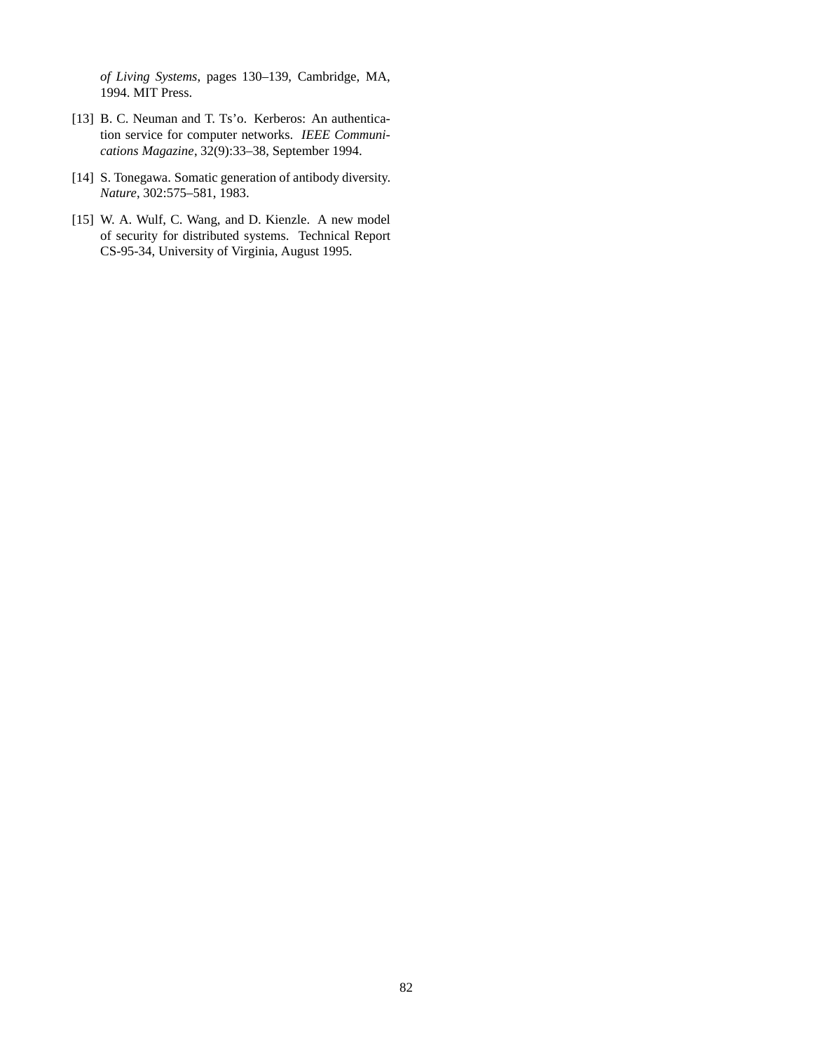*of Living Systems*, pages 130–139, Cambridge, MA, 1994. MIT Press.

[13] B. C. Neuman and T. Ts'o. Kerberos: An authentication service for computer networks. *IEEE Communications Magazine*, 32(9):33–38, September 1994.

[14] S. Tonegawa. Somatic generation of antibody diversity. *Nature*, 302:575–581, 1983.

[15] W. A. Wulf, C. Wang, and D. Kienzle. A new model of security for distributed systems. Technical Report CS-95-34, University of Virginia, August 1995.